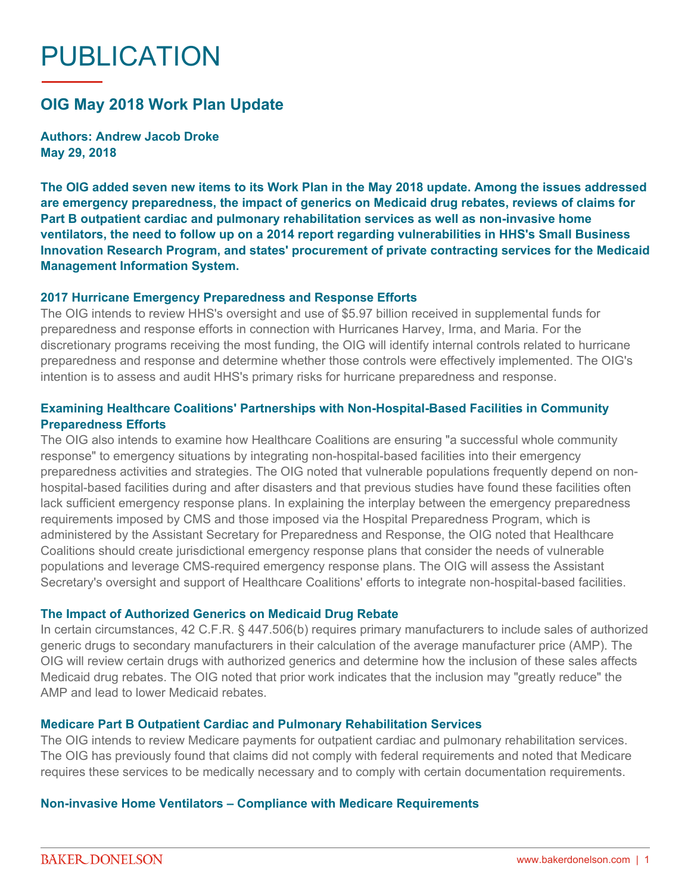# PUBLICATION

## OIG May 2018 Work Plan Update

**Authors: Andrew Jacob Droke**
**May 29, 2018**

**The OIG added seven new items to its Work Plan in the May 2018 update. Among the issues addressed are emergency preparedness, the impact of generics on Medicaid drug rebates, reviews of claims for Part B outpatient cardiac and pulmonary rehabilitation services as well as non-invasive home ventilators, the need to follow up on a 2014 report regarding vulnerabilities in HHS's Small Business Innovation Research Program, and states' procurement of private contracting services for the Medicaid Management Information System.**

### 2017 Hurricane Emergency Preparedness and Response Efforts

The OIG intends to review HHS's oversight and use of $5.97 billion received in supplemental funds for preparedness and response efforts in connection with Hurricanes Harvey, Irma, and Maria. For the discretionary programs receiving the most funding, the OIG will identify internal controls related to hurricane preparedness and response and determine whether those controls were effectively implemented. The OIG's intention is to assess and audit HHS's primary risks for hurricane preparedness and response.

### Examining Healthcare Coalitions' Partnerships with Non-Hospital-Based Facilities in Community Preparedness Efforts

The OIG also intends to examine how Healthcare Coalitions are ensuring "a successful whole community response" to emergency situations by integrating non-hospital-based facilities into their emergency preparedness activities and strategies. The OIG noted that vulnerable populations frequently depend on non-hospital-based facilities during and after disasters and that previous studies have found these facilities often lack sufficient emergency response plans. In explaining the interplay between the emergency preparedness requirements imposed by CMS and those imposed via the Hospital Preparedness Program, which is administered by the Assistant Secretary for Preparedness and Response, the OIG noted that Healthcare Coalitions should create jurisdictional emergency response plans that consider the needs of vulnerable populations and leverage CMS-required emergency response plans. The OIG will assess the Assistant Secretary's oversight and support of Healthcare Coalitions' efforts to integrate non-hospital-based facilities.

### The Impact of Authorized Generics on Medicaid Drug Rebate

In certain circumstances, 42 C.F.R. § 447.506(b) requires primary manufacturers to include sales of authorized generic drugs to secondary manufacturers in their calculation of the average manufacturer price (AMP). The OIG will review certain drugs with authorized generics and determine how the inclusion of these sales affects Medicaid drug rebates. The OIG noted that prior work indicates that the inclusion may "greatly reduce" the AMP and lead to lower Medicaid rebates.

### Medicare Part B Outpatient Cardiac and Pulmonary Rehabilitation Services

The OIG intends to review Medicare payments for outpatient cardiac and pulmonary rehabilitation services. The OIG has previously found that claims did not comply with federal requirements and noted that Medicare requires these services to be medically necessary and to comply with certain documentation requirements.

### Non-invasive Home Ventilators – Compliance with Medicare Requirements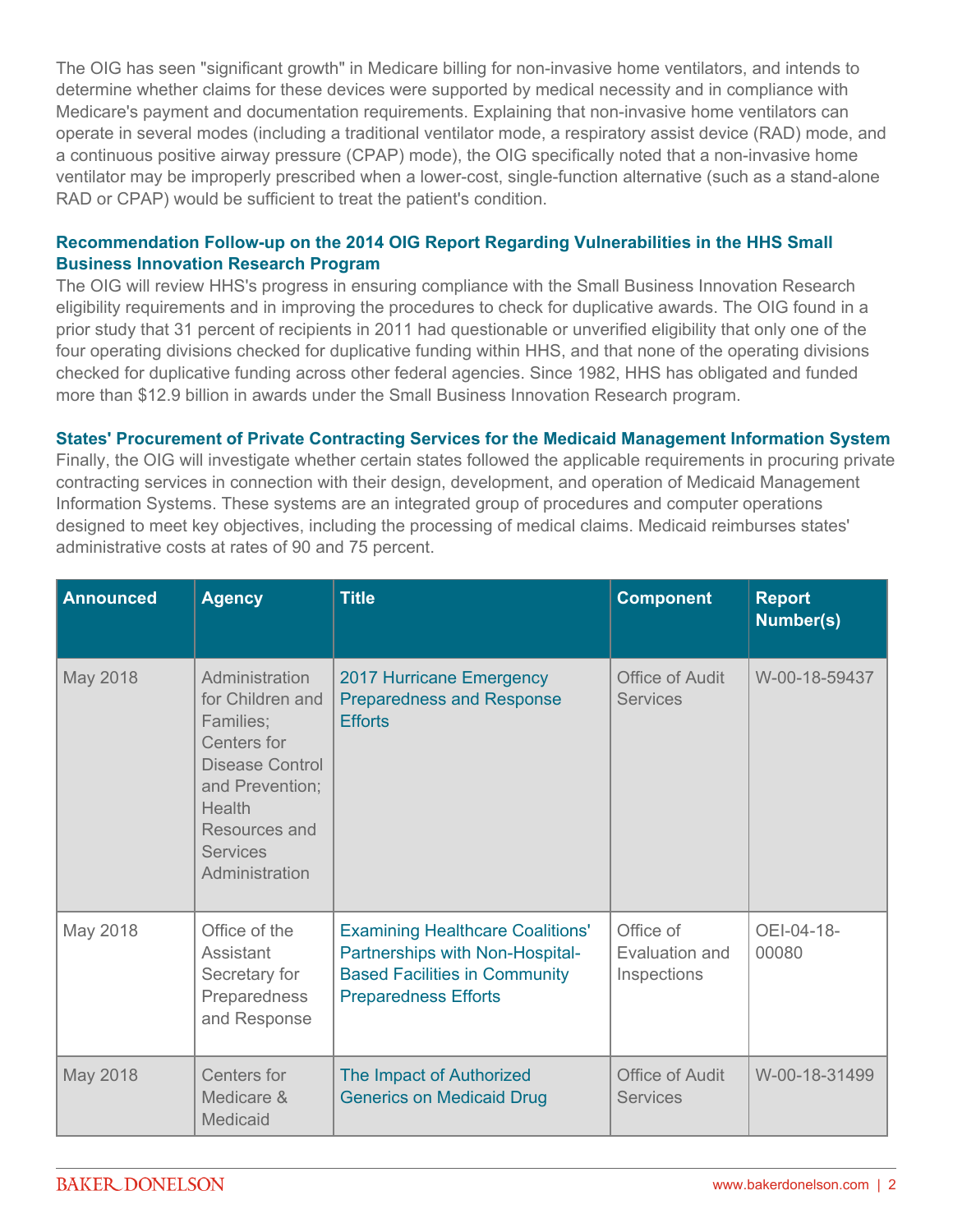The OIG has seen "significant growth" in Medicare billing for non-invasive home ventilators, and intends to determine whether claims for these devices were supported by medical necessity and in compliance with Medicare's payment and documentation requirements. Explaining that non-invasive home ventilators can operate in several modes (including a traditional ventilator mode, a respiratory assist device (RAD) mode, and a continuous positive airway pressure (CPAP) mode), the OIG specifically noted that a non-invasive home ventilator may be improperly prescribed when a lower-cost, single-function alternative (such as a stand-alone RAD or CPAP) would be sufficient to treat the patient's condition.

### Recommendation Follow-up on the 2014 OIG Report Regarding Vulnerabilities in the HHS Small Business Innovation Research Program

The OIG will review HHS's progress in ensuring compliance with the Small Business Innovation Research eligibility requirements and in improving the procedures to check for duplicative awards. The OIG found in a prior study that 31 percent of recipients in 2011 had questionable or unverified eligibility that only one of the four operating divisions checked for duplicative funding within HHS, and that none of the operating divisions checked for duplicative funding across other federal agencies. Since 1982, HHS has obligated and funded more than $12.9 billion in awards under the Small Business Innovation Research program.

### States' Procurement of Private Contracting Services for the Medicaid Management Information System

Finally, the OIG will investigate whether certain states followed the applicable requirements in procuring private contracting services in connection with their design, development, and operation of Medicaid Management Information Systems. These systems are an integrated group of procedures and computer operations designed to meet key objectives, including the processing of medical claims. Medicaid reimburses states' administrative costs at rates of 90 and 75 percent.

| Announced | Agency | Title | Component | Report Number(s) |
| --- | --- | --- | --- | --- |
| May 2018 | Administration for Children and Families; Centers for Disease Control and Prevention; Health Resources and Services Administration | 2017 Hurricane Emergency Preparedness and Response Efforts | Office of Audit Services | W-00-18-59437 |
| May 2018 | Office of the Assistant Secretary for Preparedness and Response | Examining Healthcare Coalitions' Partnerships with Non-Hospital-Based Facilities in Community Preparedness Efforts | Office of Evaluation and Inspections | OEI-04-18-00080 |
| May 2018 | Centers for Medicare & Medicaid | The Impact of Authorized Generics on Medicaid Drug | Office of Audit Services | W-00-18-31499 |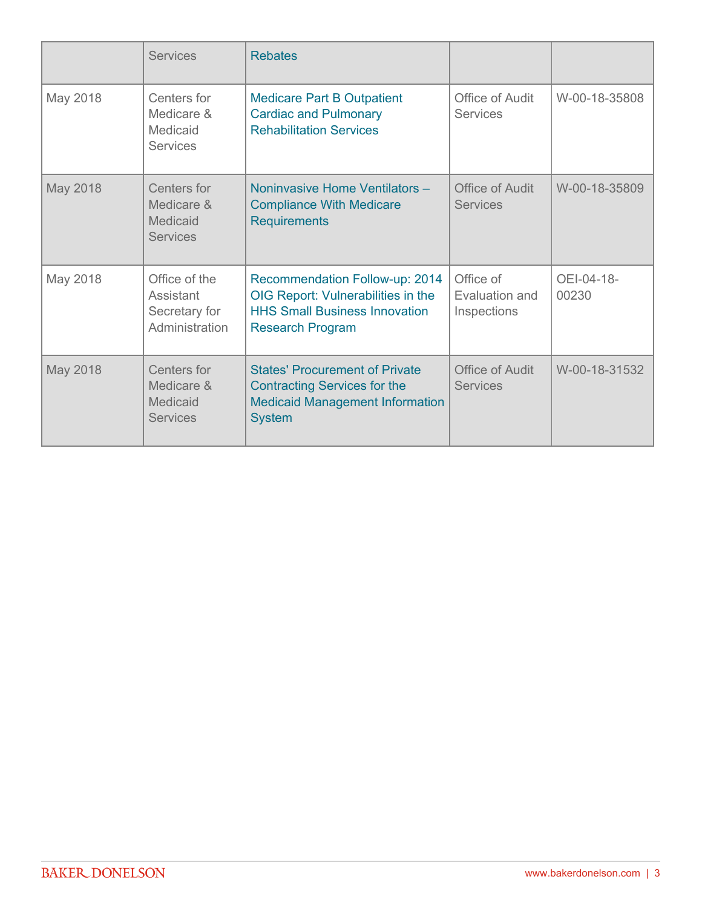| | | | | |
|---|---|---|---|---|
| | Services | Rebates | | |
| May 2018 | Centers for Medicare & Medicaid Services | Medicare Part B Outpatient Cardiac and Pulmonary Rehabilitation Services | Office of Audit Services | W-00-18-35808 |
| May 2018 | Centers for Medicare & Medicaid Services | Noninvasive Home Ventilators – Compliance With Medicare Requirements | Office of Audit Services | W-00-18-35809 |
| May 2018 | Office of the Assistant Secretary for Administration | Recommendation Follow-up: 2014 OIG Report: Vulnerabilities in the HHS Small Business Innovation Research Program | Office of Evaluation and Inspections | OEI-04-18-00230 |
| May 2018 | Centers for Medicare & Medicaid Services | States' Procurement of Private Contracting Services for the Medicaid Management Information System | Office of Audit Services | W-00-18-31532 |